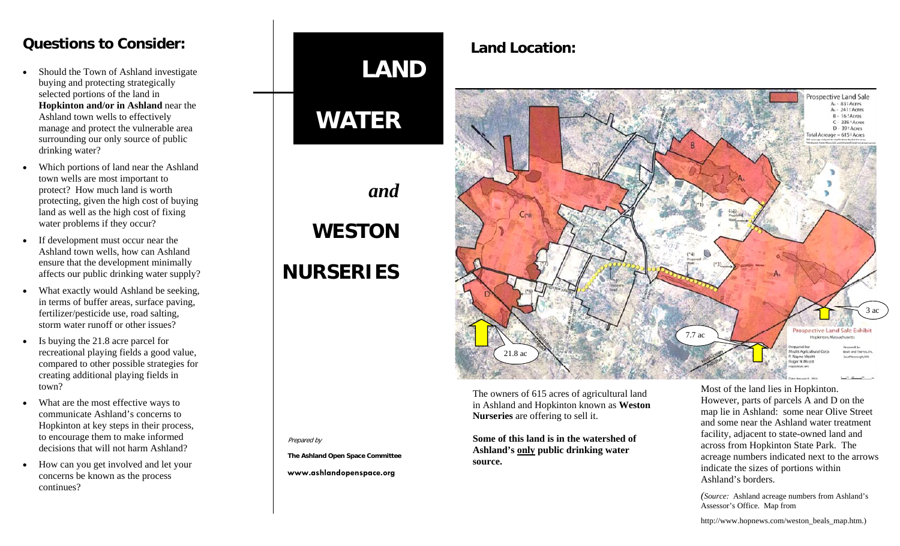## Questions to Consider:

- Should the Town of Ashland investigate buying and protecting strategically selected portions of the land in **Hopkinton and/or in Ashland** near the Ashland town wells to effectively manage and protect the vulnerable area surrounding our only source of public drinking water?
- Which portions of land near the Ashland town wells are most important to protect? How much land is worth protecting, given the high cost of buying land as well as the high cost of fixing water problems if they occur?
- If development must occur near the Ashland town wells, how can Ashland ensure that the development minimally affects our public drinking water supply?
- What exactly would Ashland be seeking, in terms of buffer areas, surface paving, fertilizer/pesticide use, road salting, storm water runoff or other issues?
- Is buying the 21.8 acre parcel for recreational playing fields a good value, compared to other possible strategies for creating additional playing fields in town?
- What are the most effective ways to communicate Ashland's concerns to Hopkinton at key steps in their process, to encourage them to make informed decisions that will not harm Ashland?
- How can you get involved and let your concerns be known as the process continues?

# LAND WATER *and* WESTON NURSERIES

*Prepared by*

**The Ashland Open Space Committee**

**www.ashlandopenspace.org**

## Land Location:

Prospective Land Sale
A₁ - 83± Acres
A₂ - 241± Acres
B - 16± Acres
C - 226± Acres
D - 39± Acres
Total Acreage = 615± Acres

21.8 ac
7.7 ac
3 ac

The owners of 615 acres of agricultural land in Ashland and Hopkinton known as **Weston Nurseries** are offering to sell it.

**Some of this land is in the watershed of Ashland's <u>only</u> public drinking water source.**

Most of the land lies in Hopkinton. However, parts of parcels A and D on the map lie in Ashland: some near Olive Street and some near the Ashland water treatment facility, adjacent to state-owned land and across from Hopkinton State Park. The acreage numbers indicated next to the arrows indicate the sizes of portions within Ashland's borders.

*(Source:* Ashland acreage numbers from Ashland's Assessor's Office. Map from

http://www.hopnews.com/weston_beals_map.htm.)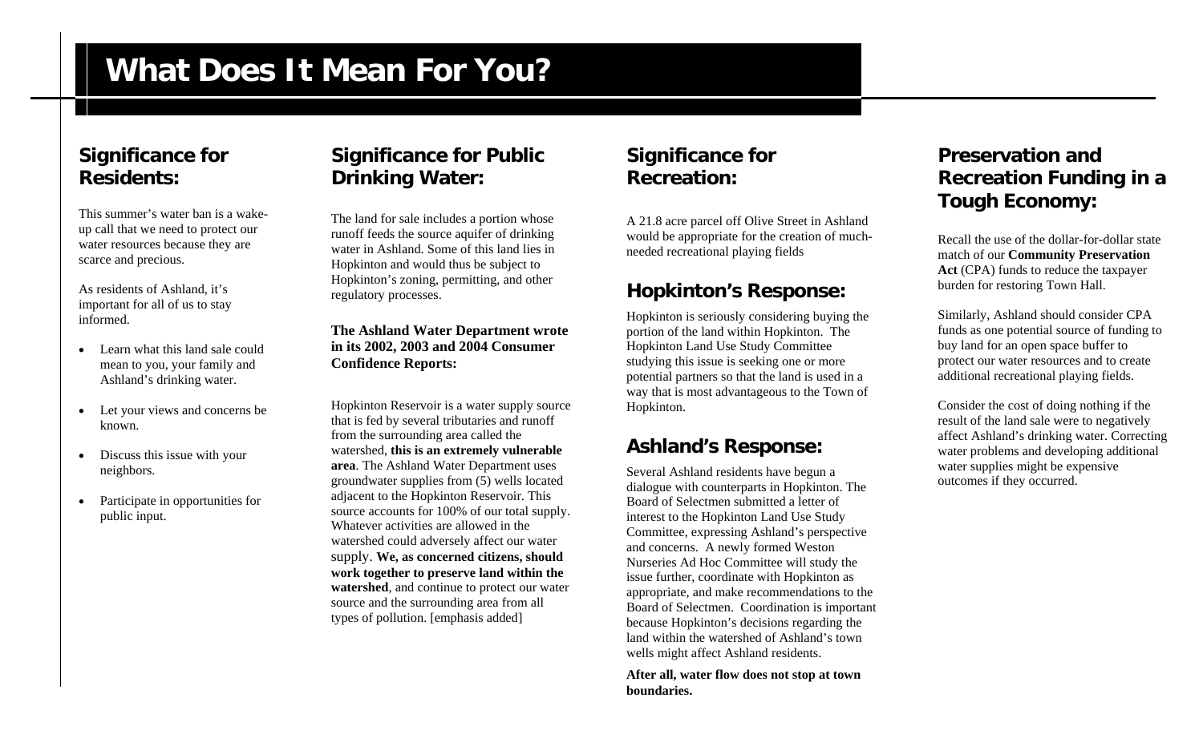# What Does It Mean For You?

## Significance for Residents:

This summer's water ban is a wake-up call that we need to protect our water resources because they are scarce and precious.

As residents of Ashland, it's important for all of us to stay informed.

- Learn what this land sale could mean to you, your family and Ashland's drinking water.
- Let your views and concerns be known.
- Discuss this issue with your neighbors.
- Participate in opportunities for public input.

## Significance for Public Drinking Water:

The land for sale includes a portion whose runoff feeds the source aquifer of drinking water in Ashland. Some of this land lies in Hopkinton and would thus be subject to Hopkinton's zoning, permitting, and other regulatory processes.

**The Ashland Water Department wrote in its 2002, 2003 and 2004 Consumer Confidence Reports:**

Hopkinton Reservoir is a water supply source that is fed by several tributaries and runoff from the surrounding area called the watershed, **this is an extremely vulnerable area**. The Ashland Water Department uses groundwater supplies from (5) wells located adjacent to the Hopkinton Reservoir. This source accounts for 100% of our total supply. Whatever activities are allowed in the watershed could adversely affect our water supply. **We, as concerned citizens, should work together to preserve land within the watershed**, and continue to protect our water source and the surrounding area from all types of pollution. [emphasis added]

## Significance for Recreation:

A 21.8 acre parcel off Olive Street in Ashland would be appropriate for the creation of much-needed recreational playing fields

## Hopkinton's Response:

Hopkinton is seriously considering buying the portion of the land within Hopkinton. The Hopkinton Land Use Study Committee studying this issue is seeking one or more potential partners so that the land is used in a way that is most advantageous to the Town of Hopkinton.

## Ashland's Response:

Several Ashland residents have begun a dialogue with counterparts in Hopkinton. The Board of Selectmen submitted a letter of interest to the Hopkinton Land Use Study Committee, expressing Ashland's perspective and concerns. A newly formed Weston Nurseries Ad Hoc Committee will study the issue further, coordinate with Hopkinton as appropriate, and make recommendations to the Board of Selectmen. Coordination is important because Hopkinton's decisions regarding the land within the watershed of Ashland's town wells might affect Ashland residents.

**After all, water flow does not stop at town boundaries.**

## Preservation and Recreation Funding in a Tough Economy:

Recall the use of the dollar-for-dollar state match of our **Community Preservation Act** (CPA) funds to reduce the taxpayer burden for restoring Town Hall.

Similarly, Ashland should consider CPA funds as one potential source of funding to buy land for an open space buffer to protect our water resources and to create additional recreational playing fields.

Consider the cost of doing nothing if the result of the land sale were to negatively affect Ashland's drinking water. Correcting water problems and developing additional water supplies might be expensive outcomes if they occurred.